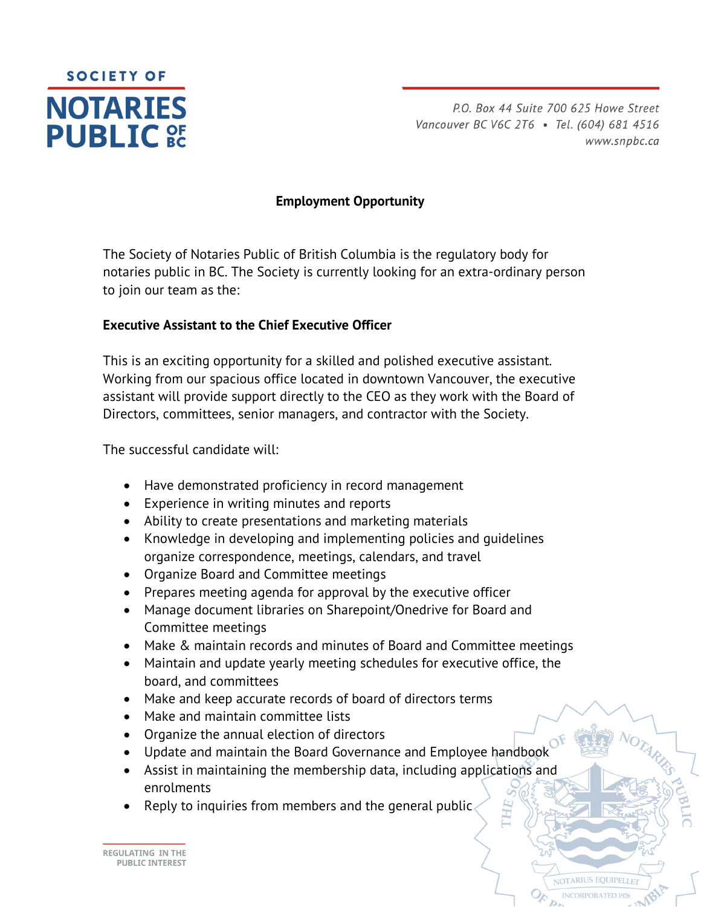SOCIETY OF

# NOTARIES PUBLIC OF BC

*P.O. Box 44 Suite 700 625 Howe Street*
*Vancouver BC V6C 2T6 • Tel. (604) 681 4516*
*www.snpbc.ca*

## Employment Opportunity

The Society of Notaries Public of British Columbia is the regulatory body for notaries public in BC. The Society is currently looking for an extra-ordinary person to join our team as the:

**Executive Assistant to the Chief Executive Officer**

This is an exciting opportunity for a skilled and polished executive assistant. Working from our spacious office located in downtown Vancouver, the executive assistant will provide support directly to the CEO as they work with the Board of Directors, committees, senior managers, and contractor with the Society.

The successful candidate will:

- Have demonstrated proficiency in record management
- Experience in writing minutes and reports
- Ability to create presentations and marketing materials
- Knowledge in developing and implementing policies and guidelines organize correspondence, meetings, calendars, and travel
- Organize Board and Committee meetings
- Prepares meeting agenda for approval by the executive officer
- Manage document libraries on Sharepoint/Onedrive for Board and Committee meetings
- Make & maintain records and minutes of Board and Committee meetings
- Maintain and update yearly meeting schedules for executive office, the board, and committees
- Make and keep accurate records of board of directors terms
- Make and maintain committee lists
- Organize the annual election of directors
- Update and maintain the Board Governance and Employee handbook
- Assist in maintaining the membership data, including applications and enrolments
- Reply to inquiries from members and the general public

REGULATING IN THE PUBLIC INTEREST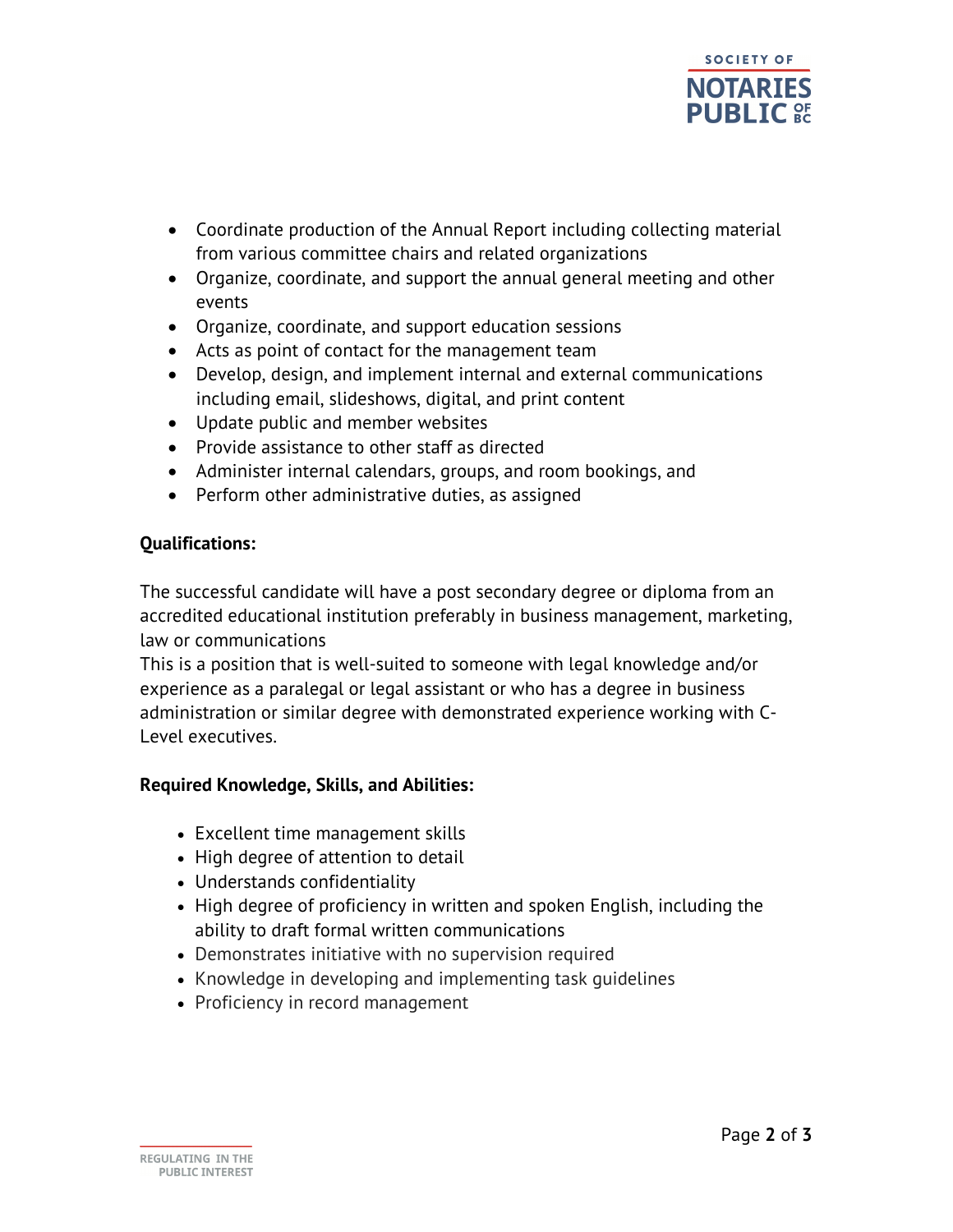- Coordinate production of the Annual Report including collecting material from various committee chairs and related organizations
- Organize, coordinate, and support the annual general meeting and other events
- Organize, coordinate, and support education sessions
- Acts as point of contact for the management team
- Develop, design, and implement internal and external communications including email, slideshows, digital, and print content
- Update public and member websites
- Provide assistance to other staff as directed
- Administer internal calendars, groups, and room bookings, and
- Perform other administrative duties, as assigned

**Qualifications:**

The successful candidate will have a post secondary degree or diploma from an accredited educational institution preferably in business management, marketing, law or communications
This is a position that is well-suited to someone with legal knowledge and/or experience as a paralegal or legal assistant or who has a degree in business administration or similar degree with demonstrated experience working with C-Level executives.

**Required Knowledge, Skills, and Abilities:**

- Excellent time management skills
- High degree of attention to detail
- Understands confidentiality
- High degree of proficiency in written and spoken English, including the ability to draft formal written communications
- Demonstrates initiative with no supervision required
- Knowledge in developing and implementing task guidelines
- Proficiency in record management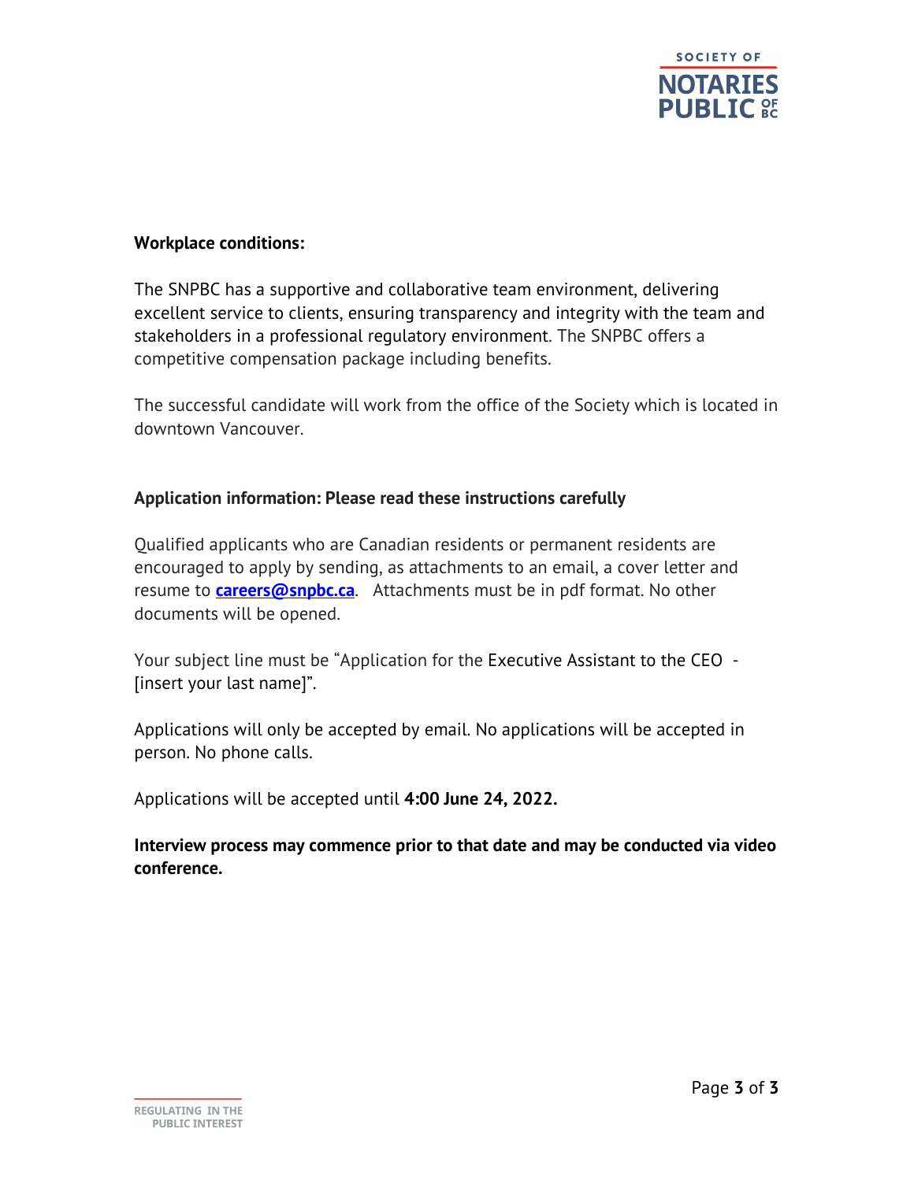**Workplace conditions:**

The SNPBC has a supportive and collaborative team environment, delivering excellent service to clients, ensuring transparency and integrity with the team and stakeholders in a professional regulatory environment. The SNPBC offers a competitive compensation package including benefits.

The successful candidate will work from the office of the Society which is located in downtown Vancouver.

**Application information: Please read these instructions carefully**

Qualified applicants who are Canadian residents or permanent residents are encouraged to apply by sending, as attachments to an email, a cover letter and resume to **careers@snpbc.ca**. Attachments must be in pdf format. No other documents will be opened.

Your subject line must be "Application for the Executive Assistant to the CEO - [insert your last name]".

Applications will only be accepted by email. No applications will be accepted in person. No phone calls.

Applications will be accepted until **4:00 June 24, 2022.**

**Interview process may commence prior to that date and may be conducted via video conference.**